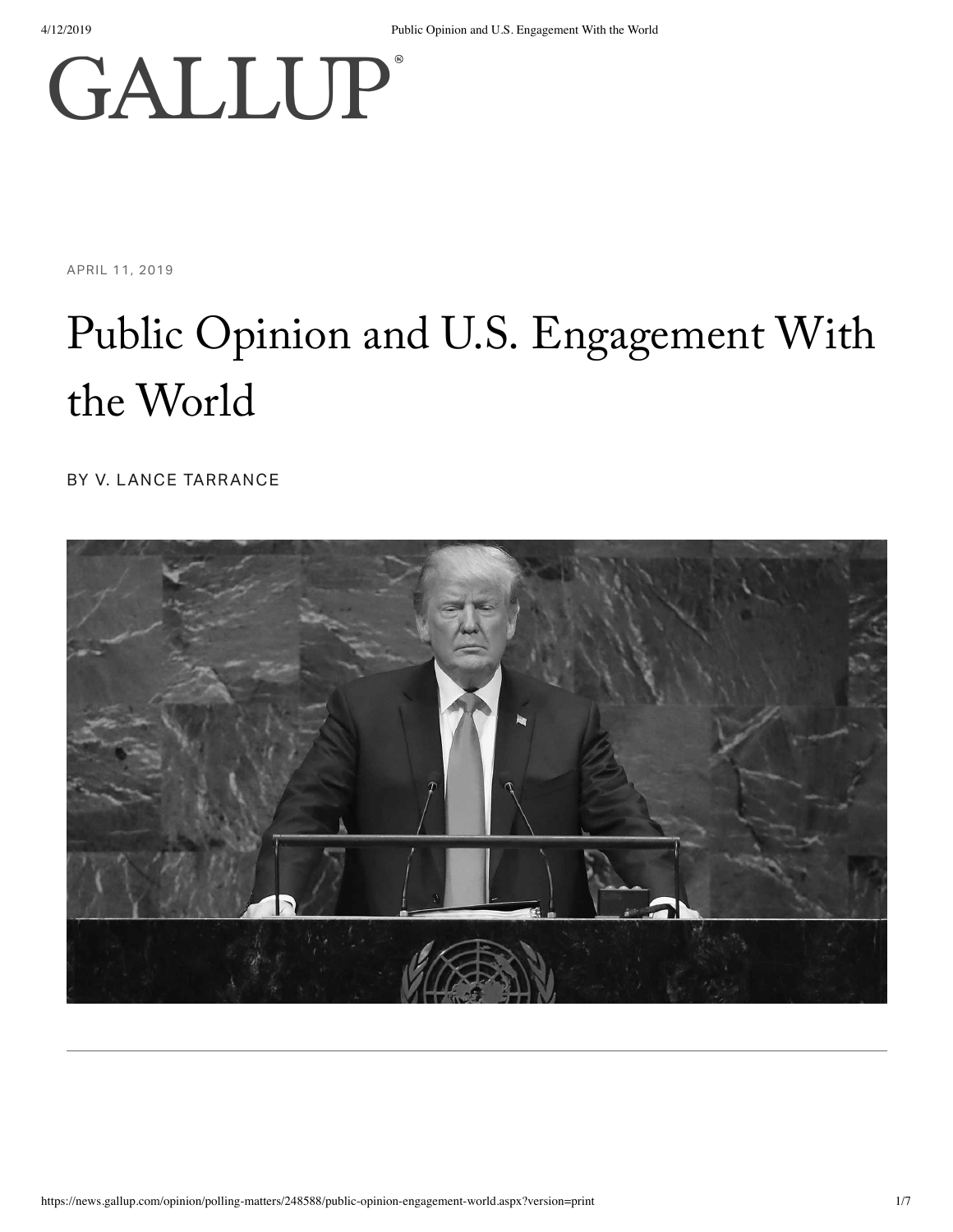GALLUP

APRIL 11, 2019

# Public Opinion and U.S. Engagement With the World

BY V. LANCE TARRANCE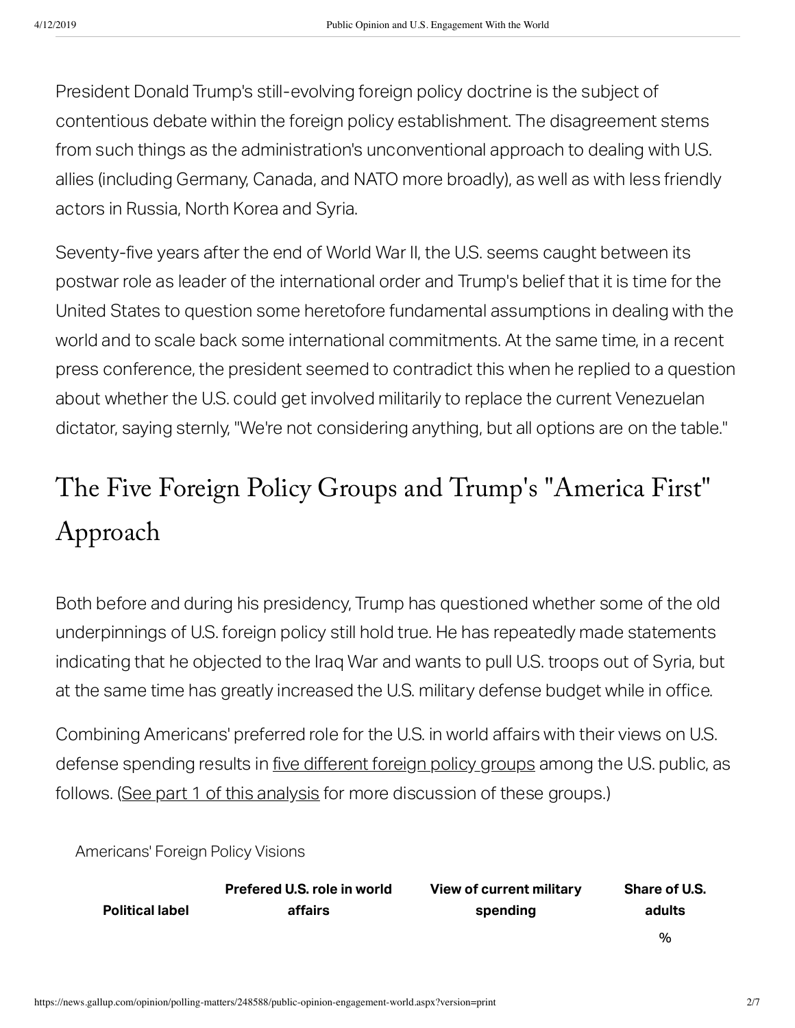President Donald Trump's still-evolving foreign policy doctrine is the subject of contentious debate within the foreign policy establishment. The disagreement stems from such things as the administration's unconventional approach to dealing with U.S. allies (including Germany, Canada, and NATO more broadly), as well as with less friendly actors in Russia, North Korea and Syria.

Seventy-five years after the end of World War II, the U.S. seems caught between its postwar role as leader of the international order and Trump's belief that it is time for the United States to question some heretofore fundamental assumptions in dealing with the world and to scale back some international commitments. At the same time, in a recent press conference, the president seemed to contradict this when he replied to a question about whether the U.S. could get involved militarily to replace the current Venezuelan dictator, saying sternly, "We're not considering anything, but all options are on the table."

## The Five Foreign Policy Groups and Trump's "America First" Approach

Both before and during his presidency, Trump has questioned whether some of the old underpinnings of U.S. foreign policy still hold true. He has repeatedly made statements indicating that he objected to the Iraq War and wants to pull U.S. troops out of Syria, but at the same time has greatly increased the U.S. military defense budget while in office.

Combining Americans' preferred role for the U.S. in world affairs with their views on U.S. defense spending results in five different foreign policy groups among the U.S. public, as follows. (See part 1 of this analysis for more discussion of these groups.)

Americans' Foreign Policy Visions

| Political label | Prefered U.S. role in world affairs | View of current military spending | Share of U.S. adults |
|---|---|---|---|
| | | | % |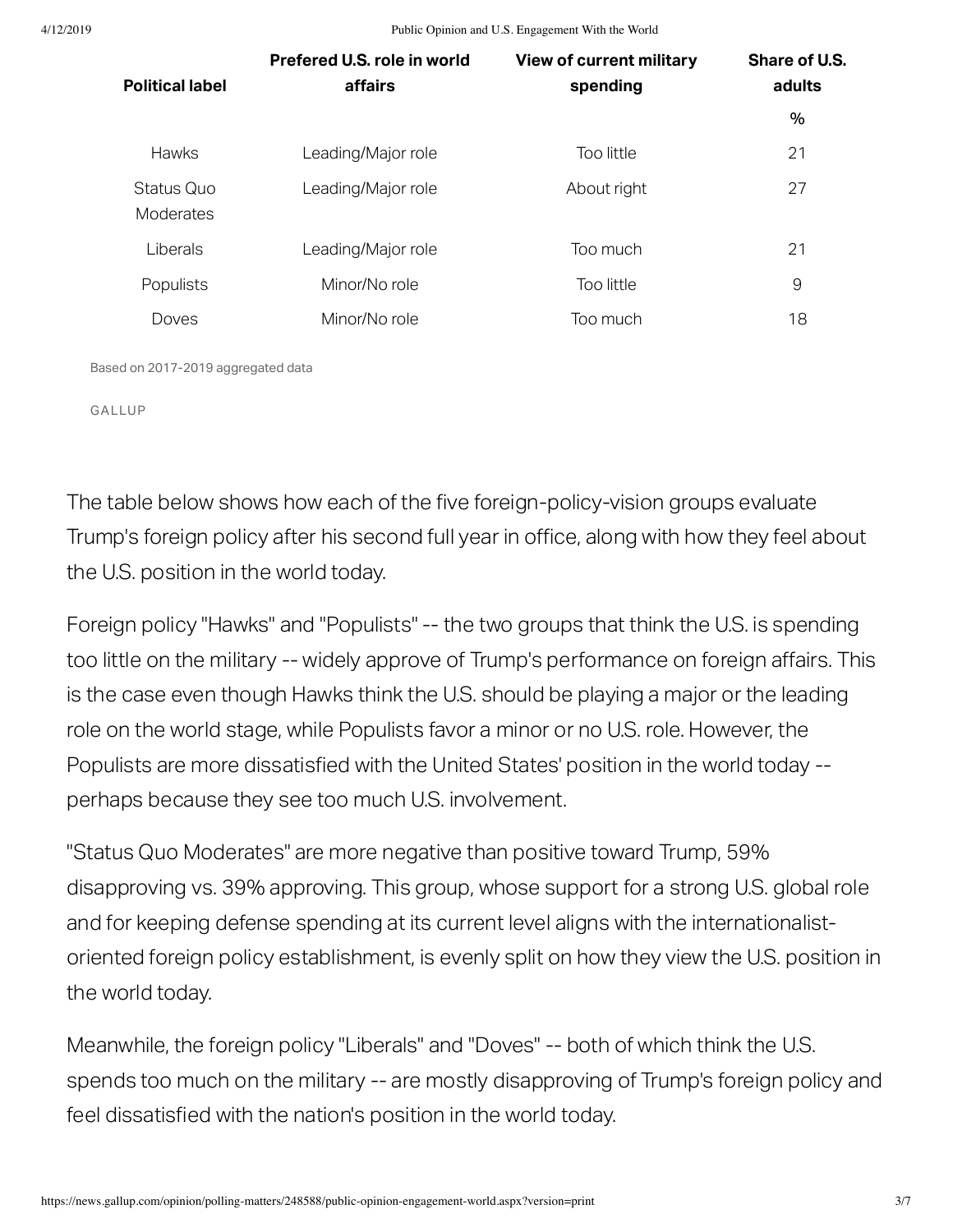| Political label | Prefered U.S. role in world affairs | View of current military spending | Share of U.S. adults |
|---|---|---|---|
| | | | % |
| Hawks | Leading/Major role | Too little | 21 |
| Status Quo Moderates | Leading/Major role | About right | 27 |
| Liberals | Leading/Major role | Too much | 21 |
| Populists | Minor/No role | Too little | 9 |
| Doves | Minor/No role | Too much | 18 |

Based on 2017-2019 aggregated data

GALLUP

The table below shows how each of the five foreign-policy-vision groups evaluate Trump's foreign policy after his second full year in office, along with how they feel about the U.S. position in the world today.

Foreign policy "Hawks" and "Populists" -- the two groups that think the U.S. is spending too little on the military -- widely approve of Trump's performance on foreign affairs. This is the case even though Hawks think the U.S. should be playing a major or the leading role on the world stage, while Populists favor a minor or no U.S. role. However, the Populists are more dissatisfied with the United States' position in the world today -- perhaps because they see too much U.S. involvement.

"Status Quo Moderates" are more negative than positive toward Trump, 59% disapproving vs. 39% approving. This group, whose support for a strong U.S. global role and for keeping defense spending at its current level aligns with the internationalist-oriented foreign policy establishment, is evenly split on how they view the U.S. position in the world today.

Meanwhile, the foreign policy "Liberals" and "Doves" -- both of which think the U.S. spends too much on the military -- are mostly disapproving of Trump's foreign policy and feel dissatisfied with the nation's position in the world today.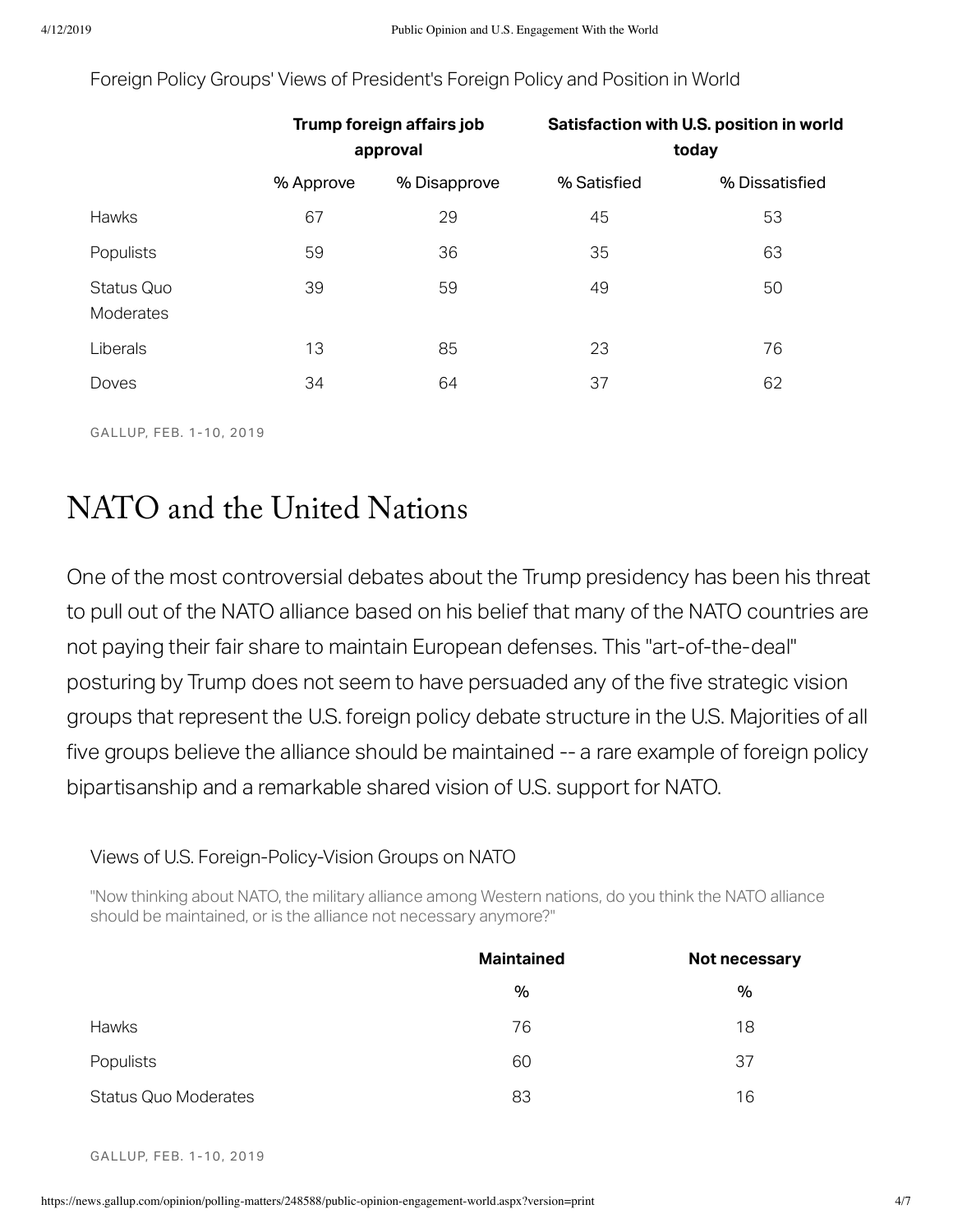Foreign Policy Groups' Views of President's Foreign Policy and Position in World

| | Trump foreign affairs job approval | | Satisfaction with U.S. position in world today | |
|---|---|---|---|---|
| | % Approve | % Disapprove | % Satisfied | % Dissatisfied |
| Hawks | 67 | 29 | 45 | 53 |
| Populists | 59 | 36 | 35 | 63 |
| Status Quo Moderates | 39 | 59 | 49 | 50 |
| Liberals | 13 | 85 | 23 | 76 |
| Doves | 34 | 64 | 37 | 62 |

GALLUP, FEB. 1-10, 2019

# NATO and the United Nations

One of the most controversial debates about the Trump presidency has been his threat to pull out of the NATO alliance based on his belief that many of the NATO countries are not paying their fair share to maintain European defenses. This "art-of-the-deal" posturing by Trump does not seem to have persuaded any of the five strategic vision groups that represent the U.S. foreign policy debate structure in the U.S. Majorities of all five groups believe the alliance should be maintained -- a rare example of foreign policy bipartisanship and a remarkable shared vision of U.S. support for NATO.

Views of U.S. Foreign-Policy-Vision Groups on NATO

"Now thinking about NATO, the military alliance among Western nations, do you think the NATO alliance should be maintained, or is the alliance not necessary anymore?"

| | Maintained | Not necessary |
|---|---|---|
| | % | % |
| Hawks | 76 | 18 |
| Populists | 60 | 37 |
| Status Quo Moderates | 83 | 16 |

GALLUP, FEB. 1-10, 2019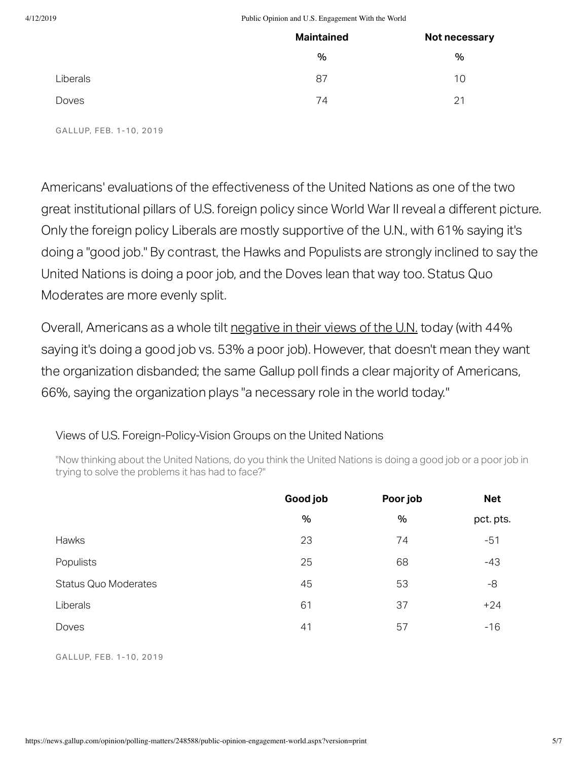| | Maintained | Not necessary |
|---|---|---|
| | % | % |
| Liberals | 87 | 10 |
| Doves | 74 | 21 |

GALLUP, FEB. 1-10, 2019

Americans' evaluations of the effectiveness of the United Nations as one of the two great institutional pillars of U.S. foreign policy since World War II reveal a different picture. Only the foreign policy Liberals are mostly supportive of the U.N., with 61% saying it's doing a "good job." By contrast, the Hawks and Populists are strongly inclined to say the United Nations is doing a poor job, and the Doves lean that way too. Status Quo Moderates are more evenly split.

Overall, Americans as a whole tilt negative in their views of the U.N. today (with 44% saying it's doing a good job vs. 53% a poor job). However, that doesn't mean they want the organization disbanded; the same Gallup poll finds a clear majority of Americans, 66%, saying the organization plays "a necessary role in the world today."

Views of U.S. Foreign-Policy-Vision Groups on the United Nations

"Now thinking about the United Nations, do you think the United Nations is doing a good job or a poor job in trying to solve the problems it has had to face?"

| | Good job | Poor job | Net |
|---|---|---|---|
| | % | % | pct. pts. |
| Hawks | 23 | 74 | -51 |
| Populists | 25 | 68 | -43 |
| Status Quo Moderates | 45 | 53 | -8 |
| Liberals | 61 | 37 | +24 |
| Doves | 41 | 57 | -16 |

GALLUP, FEB. 1-10, 2019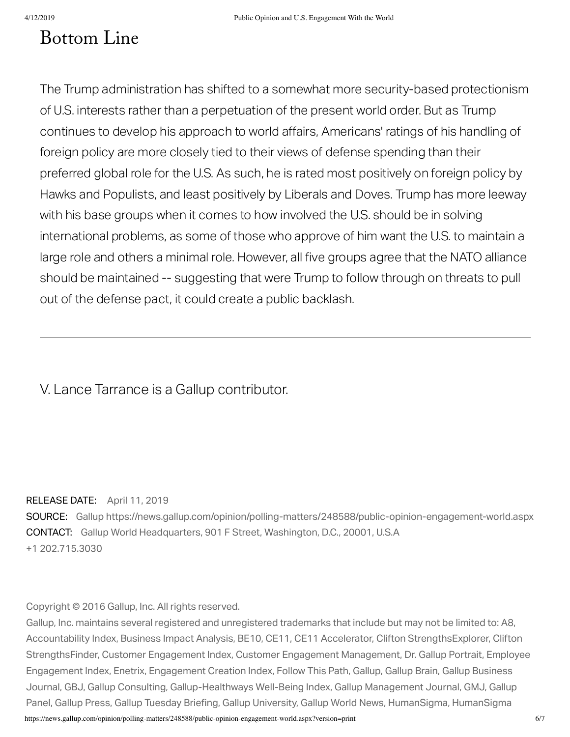## Bottom Line

The Trump administration has shifted to a somewhat more security-based protectionism of U.S. interests rather than a perpetuation of the present world order. But as Trump continues to develop his approach to world affairs, Americans' ratings of his handling of foreign policy are more closely tied to their views of defense spending than their preferred global role for the U.S. As such, he is rated most positively on foreign policy by Hawks and Populists, and least positively by Liberals and Doves. Trump has more leeway with his base groups when it comes to how involved the U.S. should be in solving international problems, as some of those who approve of him want the U.S. to maintain a large role and others a minimal role. However, all five groups agree that the NATO alliance should be maintained -- suggesting that were Trump to follow through on threats to pull out of the defense pact, it could create a public backlash.

---

V. Lance Tarrance is a Gallup contributor.

**RELEASE DATE:** April 11, 2019

**SOURCE:** Gallup https://news.gallup.com/opinion/polling-matters/248588/public-opinion-engagement-world.aspx

**CONTACT:** Gallup World Headquarters, 901 F Street, Washington, D.C., 20001, U.S.A
+1 202.715.3030

Copyright © 2016 Gallup, Inc. All rights reserved.

Gallup, Inc. maintains several registered and unregistered trademarks that include but may not be limited to: A8, Accountability Index, Business Impact Analysis, BE10, CE11, CE11 Accelerator, Clifton StrengthsExplorer, Clifton StrengthsFinder, Customer Engagement Index, Customer Engagement Management, Dr. Gallup Portrait, Employee Engagement Index, Enetrix, Engagement Creation Index, Follow This Path, Gallup, Gallup Brain, Gallup Business Journal, GBJ, Gallup Consulting, Gallup-Healthways Well-Being Index, Gallup Management Journal, GMJ, Gallup Panel, Gallup Press, Gallup Tuesday Briefing, Gallup University, Gallup World News, HumanSigma, HumanSigma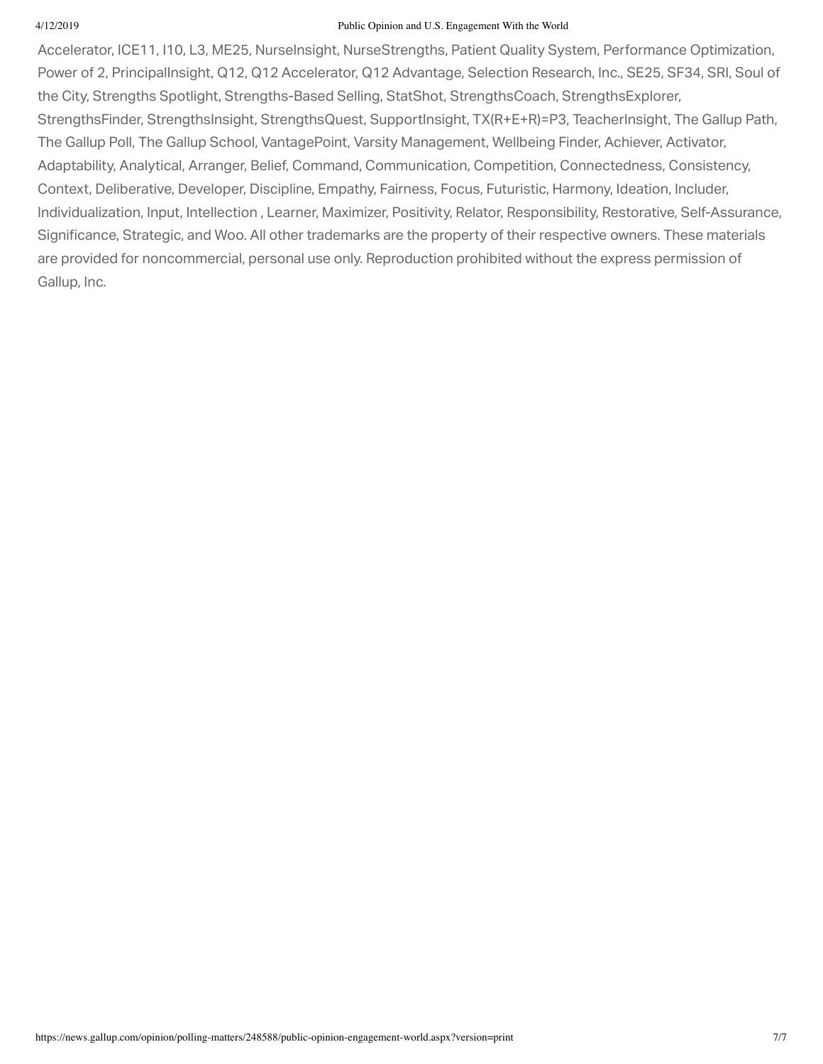Accelerator, ICE11, I10, L3, ME25, NurseInsight, NurseStrengths, Patient Quality System, Performance Optimization, Power of 2, PrincipalInsight, Q12, Q12 Accelerator, Q12 Advantage, Selection Research, Inc., SE25, SF34, SRI, Soul of the City, Strengths Spotlight, Strengths-Based Selling, StatShot, StrengthsCoach, StrengthsExplorer, StrengthsFinder, StrengthsInsight, StrengthsQuest, SupportInsight, TX(R+E+R)=P3, TeacherInsight, The Gallup Path, The Gallup Poll, The Gallup School, VantagePoint, Varsity Management, Wellbeing Finder, Achiever, Activator, Adaptability, Analytical, Arranger, Belief, Command, Communication, Competition, Connectedness, Consistency, Context, Deliberative, Developer, Discipline, Empathy, Fairness, Focus, Futuristic, Harmony, Ideation, Includer, Individualization, Input, Intellection , Learner, Maximizer, Positivity, Relator, Responsibility, Restorative, Self-Assurance, Significance, Strategic, and Woo. All other trademarks are the property of their respective owners. These materials are provided for noncommercial, personal use only. Reproduction prohibited without the express permission of Gallup, Inc.